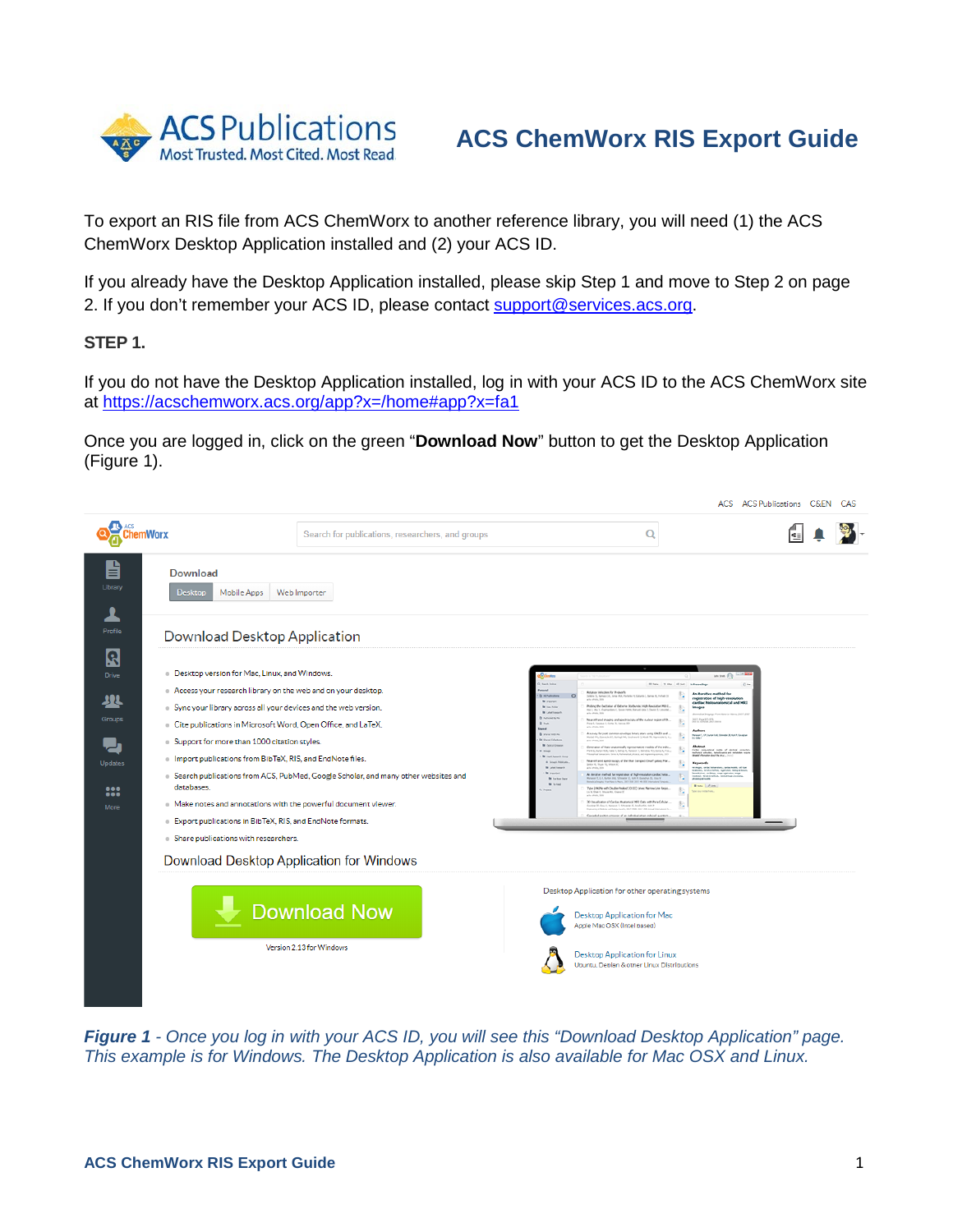# ACS ChemWorx RIS Export Guide

To export an RIS file from ACS ChemWorx to another reference library, you will need (1) the ACS ChemWorx Desktop Application installed and (2) your ACS ID.

If you already have the Desktop Application installed, please skip Step 1 and move to Step 2 on page 2. If you don't remember your ACS ID, please contact support@services.acs.org.

**STEP 1.**

If you do not have the Desktop Application installed, log in with your ACS ID to the ACS ChemWorx site at https://acschemworx.acs.org/app?x=/home#app?x=fa1

Once you are logged in, click on the green "**Download Now**" button to get the Desktop Application (Figure 1).

***Figure 1*** *- Once you log in with your ACS ID, you will see this "Download Desktop Application" page. This example is for Windows. The Desktop Application is also available for Mac OSX and Linux.*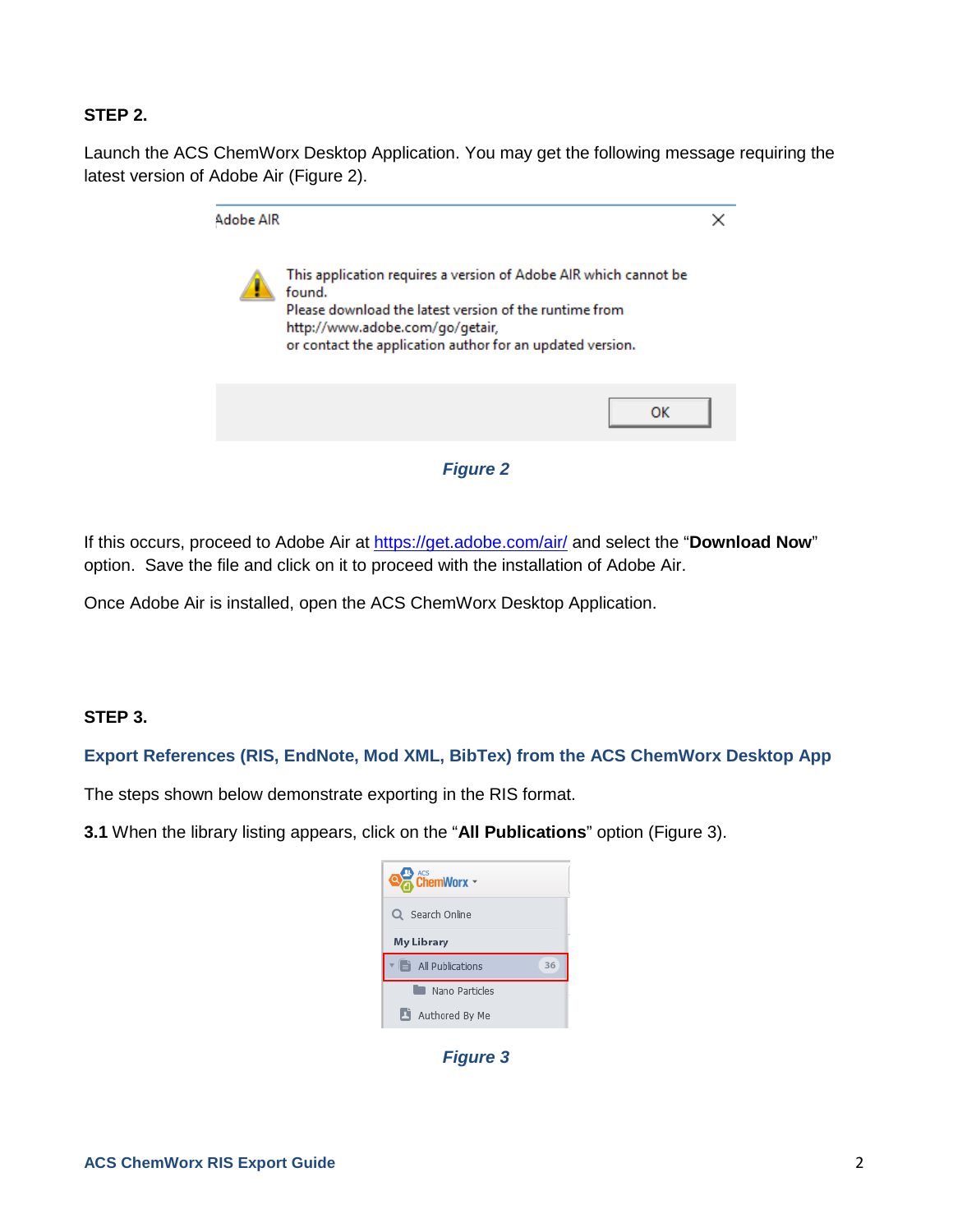**STEP 2.**

Launch the ACS ChemWorx Desktop Application. You may get the following message requiring the latest version of Adobe Air (Figure 2).

***Figure 2***

If this occurs, proceed to Adobe Air at https://get.adobe.com/air/ and select the "**Download Now**" option. Save the file and click on it to proceed with the installation of Adobe Air.

Once Adobe Air is installed, open the ACS ChemWorx Desktop Application.

**STEP 3.**

### Export References (RIS, EndNote, Mod XML, BibTex) from the ACS ChemWorx Desktop App

The steps shown below demonstrate exporting in the RIS format.

**3.1** When the library listing appears, click on the "**All Publications**" option (Figure 3).

***Figure 3***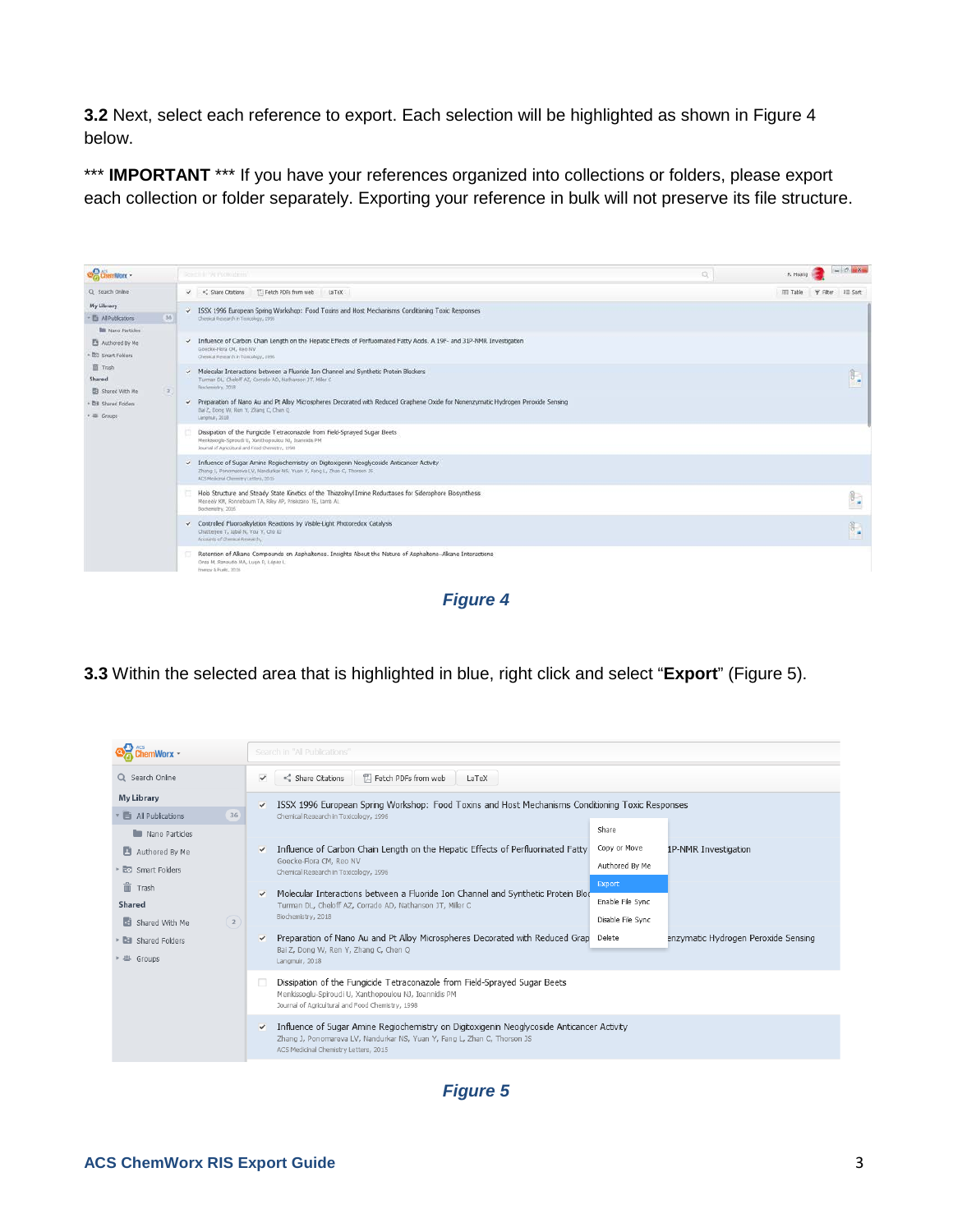**3.2** Next, select each reference to export. Each selection will be highlighted as shown in Figure 4 below.

*** **IMPORTANT** *** If you have your references organized into collections or folders, please export each collection or folder separately. Exporting your reference in bulk will not preserve its file structure.

***Figure 4***

**3.3** Within the selected area that is highlighted in blue, right click and select "**Export**" (Figure 5).

***Figure 5***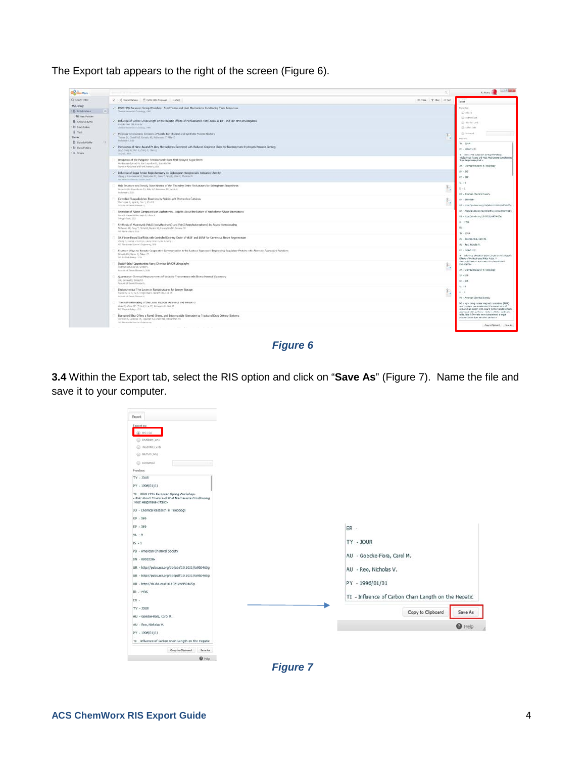The Export tab appears to the right of the screen (Figure 6).

*Figure 6*

**3.4** Within the Export tab, select the RIS option and click on "**Save As**" (Figure 7). Name the file and save it to your computer.

*Figure 7*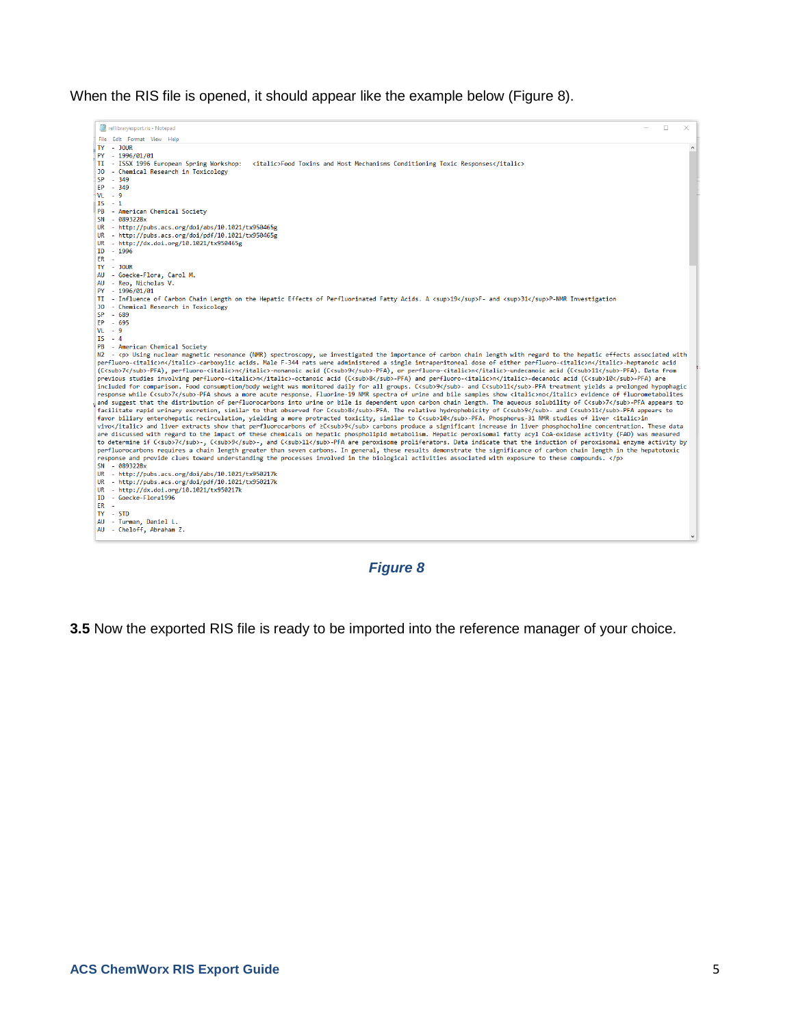When the RIS file is opened, it should appear like the example below (Figure 8).

```
TY  - JOUR
PY  - 1996/01/01
TI  - ISSX 1996 European Spring Workshop:   <italic>Food Toxins and Host Mechanisms Conditioning Toxic Responses</italic>
JO  - Chemical Research in Toxicology
SP  - 349
EP  - 349
VL  - 9
IS  - 1
PB  - American Chemical Society
SN  - 0893228x
UR  - http://pubs.acs.org/doi/abs/10.1021/tx950465g
UR  - http://pubs.acs.org/doi/pdf/10.1021/tx950465g
UR  - http://dx.doi.org/10.1021/tx950465g
ID  - 1996
ER  - 
TY  - JOUR
AU  - Goecke-Flora, Carol M.
AU  - Reo, Nicholas V.
PY  - 1996/01/01
TI  - Influence of Carbon Chain Length on the Hepatic Effects of Perfluorinated Fatty Acids. A <sup>19</sup>F- and <sup>31</sup>P-NMR Investigation
JO  - Chemical Research in Toxicology
SP  - 689
EP  - 695
VL  - 9
IS  - 4
PB  - American Chemical Society
N2  - <p> Using nuclear magnetic resonance (NMR) spectroscopy, we investigated the importance of carbon chain length with regard to the hepatic effects associated with perfluoro-<italic>n</italic>-carboxylic acids. Male F-344 rats were administered a single intraperitoneal dose of either perfluoro-<italic>n</italic>-heptanoic acid (C<sub>7</sub>-PFA), perfluoro-<italic>n</italic>-nonanoic acid (C<sub>9</sub>-PFA), or perfluoro-<italic>n</italic>-undecanoic acid (C<sub>11</sub>-PFA). Data from previous studies involving perfluoro-<italic>n</italic>-octanoic acid (C<sub>8</sub>-PFA) and perfluoro-<italic>n</italic>-decanoic acid (C<sub>10</sub>-PFA) are included for comparison. Food consumption/body weight was monitored daily for all groups. C<sub>9</sub>- and C<sub>11</sub>-PFA treatment yields a prolonged hypophagic response while C<sub>7</sub>-PFA shows a more acute response. Fluorine-19 NMR spectra of urine and bile samples show <italic>no</italic> evidence of fluorometabolites and suggest that the distribution of perfluorocarbons into urine or bile is dependent upon carbon chain length. The aqueous solubility of C<sub>7</sub>-PFA appears to facilitate rapid urinary excretion, similar to that observed for C<sub>8</sub>-PFA. The relative hydrophobicity of C<sub>9</sub>- and C<sub>11</sub>-PFA appears to favor biliary enterohepatic recirculation, yielding a more protracted toxicity, similar to C<sub>10</sub>-PFA. Phosphorus-31 NMR studies of liver <italic>in vivo</italic> and liver extracts show that perfluorocarbons of ≥C<sub>9</sub> carbons produce a significant increase in liver phosphocholine concentration. These data are discussed with regard to the impact of these chemicals on hepatic phospholipid metabolism. Hepatic peroxisomal fatty acyl CoA-oxidase activity (FAO) was measured to determine if C<sub>7</sub>-, C<sub>9</sub>-, and C<sub>11</sub>-PFA are peroxisome proliferators. Data indicate that the induction of peroxisomal enzyme activity by perfluorocarbons requires a chain length greater than seven carbons. In general, these results demonstrate the significance of carbon chain length in the hepatotoxic response and provide clues toward understanding the processes involved in the biological activities associated with exposure to these compounds. </p>
SN  - 0893228x
UR  - http://pubs.acs.org/doi/abs/10.1021/tx950217k
UR  - http://pubs.acs.org/doi/pdf/10.1021/tx950217k
UR  - http://dx.doi.org/10.1021/tx950217k
ID  - Goecke-Flora1996
ER  - 
TY  - STD
AU  - Turman, Daniel L.
AU  - Cheloff, Abraham Z.
```

*Figure 8*

**3.5** Now the exported RIS file is ready to be imported into the reference manager of your choice.